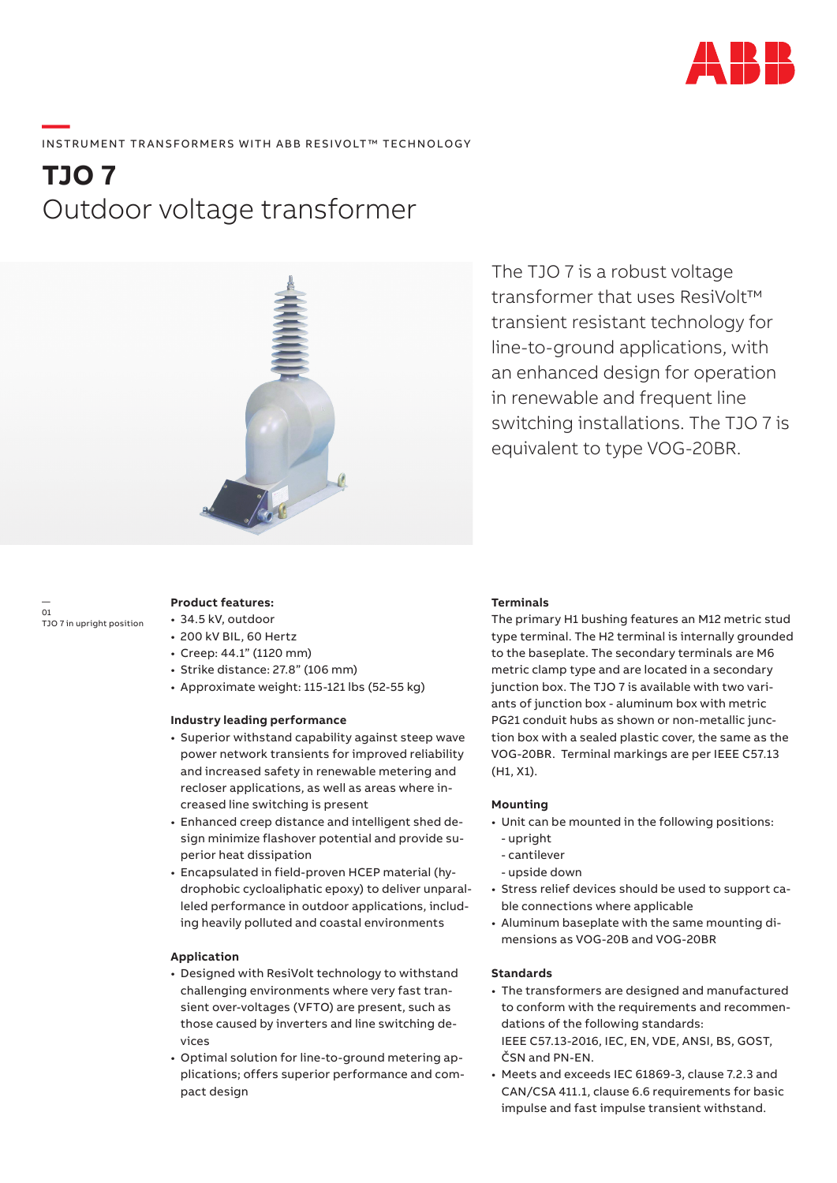INSTRUMENT TRANSFORMERS WITH ABB RESIVOLT™ TECHNOLOGY

# TJO 7
## Outdoor voltage transformer

The TJO 7 is a robust voltage transformer that uses ResiVolt™ transient resistant technology for line-to-ground applications, with an enhanced design for operation in renewable and frequent line switching installations. The TJO 7 is equivalent to type VOG-20BR.

01
TJO 7 in upright position

**Product features:**
- 34.5 kV, outdoor
- 200 kV BIL, 60 Hertz
- Creep: 44.1" (1120 mm)
- Strike distance: 27.8" (106 mm)
- Approximate weight: 115-121 lbs (52-55 kg)

**Industry leading performance**
- Superior withstand capability against steep wave power network transients for improved reliability and increased safety in renewable metering and recloser applications, as well as areas where increased line switching is present
- Enhanced creep distance and intelligent shed design minimize flashover potential and provide superior heat dissipation
- Encapsulated in field-proven HCEP material (hydrophobic cycloaliphatic epoxy) to deliver unparalleled performance in outdoor applications, including heavily polluted and coastal environments

**Application**
- Designed with ResiVolt technology to withstand challenging environments where very fast transient over-voltages (VFTO) are present, such as those caused by inverters and line switching devices
- Optimal solution for line-to-ground metering applications; offers superior performance and compact design

**Terminals**

The primary H1 bushing features an M12 metric stud type terminal. The H2 terminal is internally grounded to the baseplate. The secondary terminals are M6 metric clamp type and are located in a secondary junction box. The TJO 7 is available with two variants of junction box - aluminum box with metric PG21 conduit hubs as shown or non-metallic junction box with a sealed plastic cover, the same as the VOG-20BR. Terminal markings are per IEEE C57.13 (H1, X1).

**Mounting**
- Unit can be mounted in the following positions:
  - upright
  - cantilever
  - upside down
- Stress relief devices should be used to support cable connections where applicable
- Aluminum baseplate with the same mounting dimensions as VOG-20B and VOG-20BR

**Standards**
- The transformers are designed and manufactured to conform with the requirements and recommendations of the following standards: IEEE C57.13-2016, IEC, EN, VDE, ANSI, BS, GOST, ČSN and PN-EN.
- Meets and exceeds IEC 61869-3, clause 7.2.3 and CAN/CSA 411.1, clause 6.6 requirements for basic impulse and fast impulse transient withstand.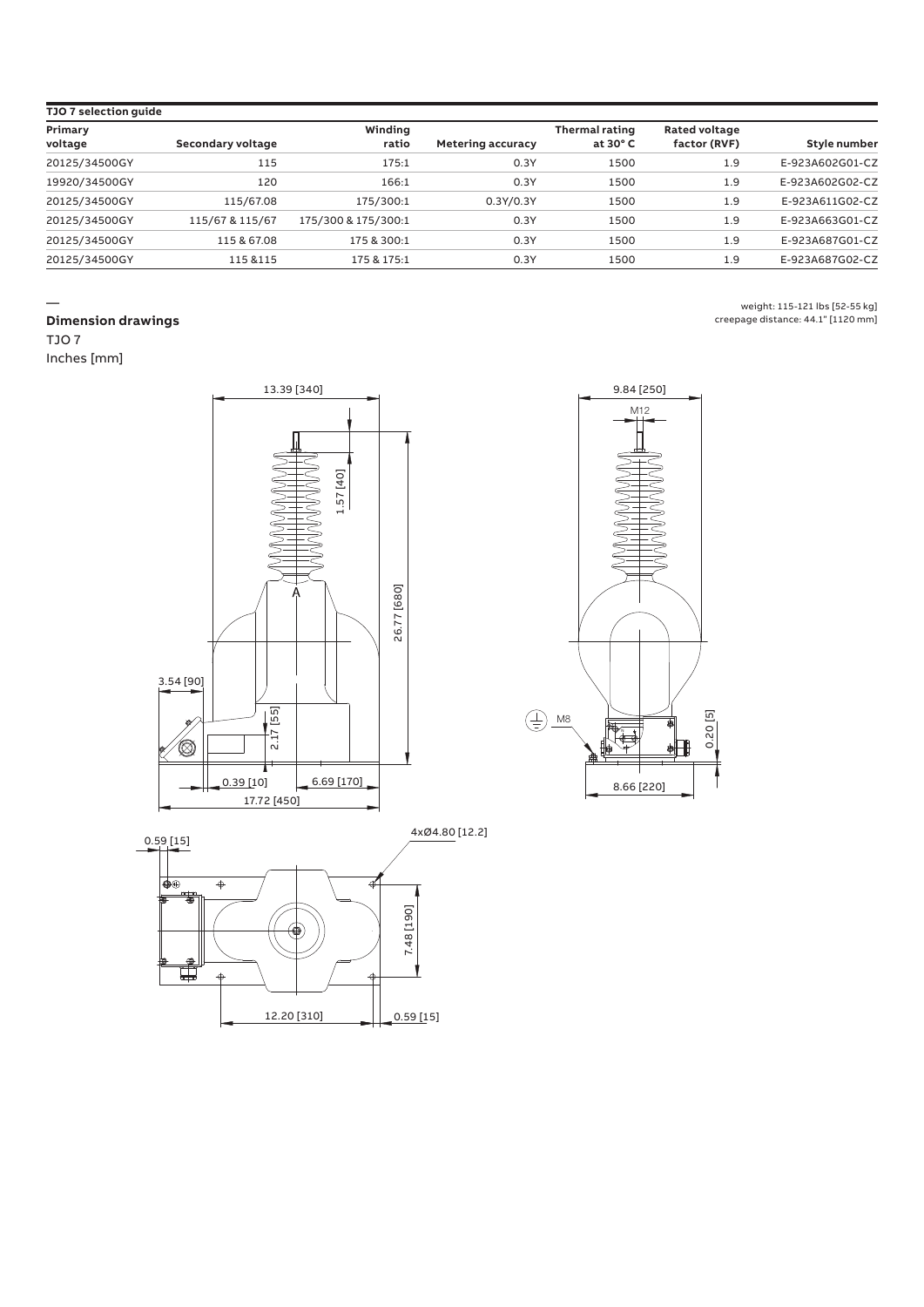**TJO 7 selection guide**

| Primary voltage | Secondary voltage | Winding ratio | Metering accuracy | Thermal rating at 30° C | Rated voltage factor (RVF) | Style number |
|---|---|---|---|---|---|---|
| 20125/34500GY | 115 | 175:1 | 0.3Y | 1500 | 1.9 | E-923A602G01-CZ |
| 19920/34500GY | 120 | 166:1 | 0.3Y | 1500 | 1.9 | E-923A602G02-CZ |
| 20125/34500GY | 115/67.08 | 175/300:1 | 0.3Y/0.3Y | 1500 | 1.9 | E-923A611G02-CZ |
| 20125/34500GY | 115/67 & 115/67 | 175/300 & 175/300:1 | 0.3Y | 1500 | 1.9 | E-923A663G01-CZ |
| 20125/34500GY | 115 & 67.08 | 175 & 300:1 | 0.3Y | 1500 | 1.9 | E-923A687G01-CZ |
| 20125/34500GY | 115 &115 | 175 & 175:1 | 0.3Y | 1500 | 1.9 | E-923A687G02-CZ |

—

## Dimension drawings

TJO 7

Inches [mm]

weight: 115-121 lbs [52-55 kg]
creepage distance: 44.1" [1120 mm]

13.39 [340] · 1.57 [40] · 26.77 [680] · A · 3.54 [90] · 2.17 [55] · 0.39 [10] · 6.69 [170] · 17.72 [450]

9.84 [250] · M12 · M8 · 0.20 [5] · 8.66 [220]

0.59 [15] · 4xØ4.80 [12.2] · 7.48 [190] · 12.20 [310] · 0.59 [15]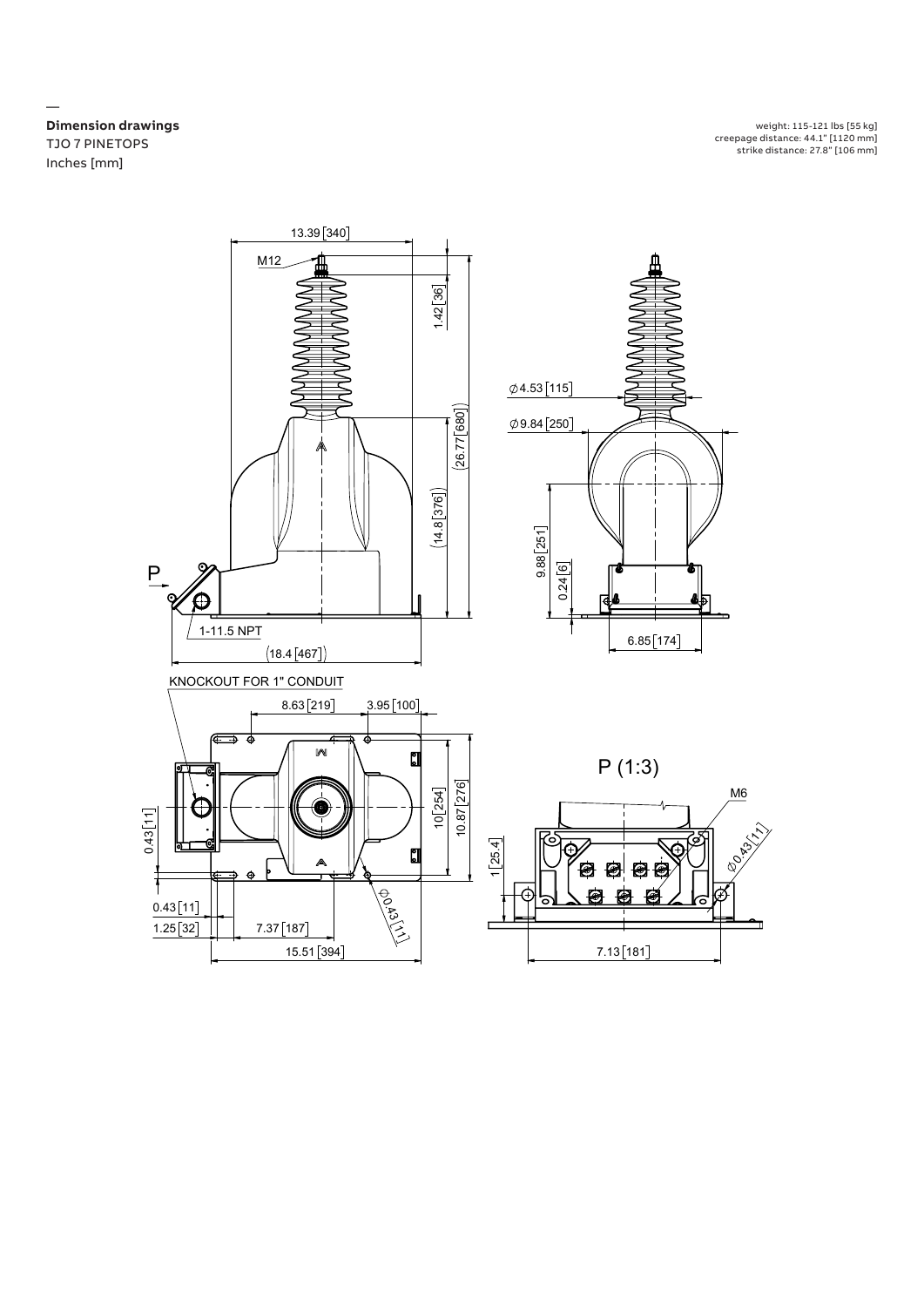## Dimension drawings

TJO 7 PINETOPS

Inches [mm]

weight: 115-121 lbs [55 kg]
creepage distance: 44.1" [1120 mm]
strike distance: 27.8" [106 mm]

13.39 [340]

M12

1.42 [36]

(26.77 [680])

(14.8 [376])

P

1-11.5 NPT

(18.4 [467])

⌀4.53 [115]

⌀9.84 [250]

9.88 [251]

0.24 [6]

6.85 [174]

KNOCKOUT FOR 1" CONDUIT

8.63 [219]

3.95 [100]

10 [254]

10.87 [276]

0.43 [11]

0.43 [11]

1.25 [32]

7.37 [187]

15.51 [394]

⌀0.43 [11]

P (1:3)

M6

⌀0.43 [11]

1 [25.4]

7.13 [181]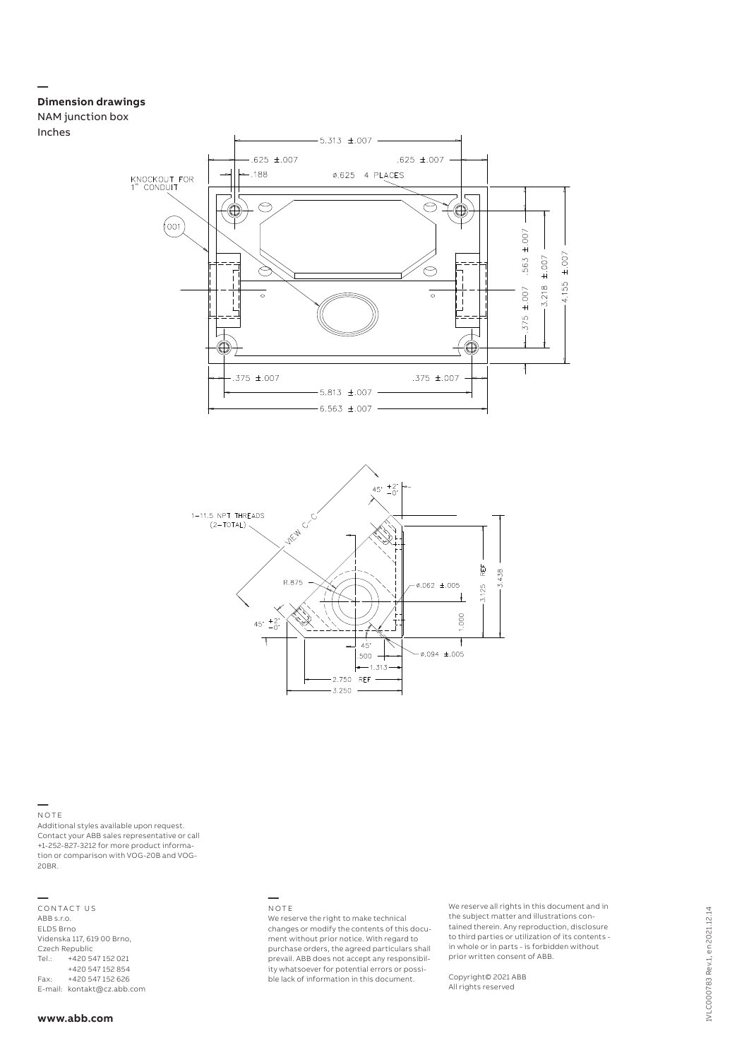## Dimension drawings

NAM junction box

Inches

5.313 ±.007

.625 ±.007

.625 ±.007

.188

ø.625 4 PLACES

KNOCKOUT FOR 1" CONDUIT

001

.563 ±.007

3.218 ±.007

4.155 ±.007

.375 ±.007

.375 ±.007

.375 ±.007

5.813 ±.007

6.563 ±.007

45° +2° −0°

1-11.5 NPT THREADS (2-TOTAL)

VIEW C-C

R.875

ø.062 ±.005

3.125 REF

3.438

1.000

45° +2° −0°

45°

.500

1.313

ø.094 ±.005

2.750 REF

3.250

NOTE

Additional styles available upon request. Contact your ABB sales representative or call +1-252-827-3212 for more product information or comparison with VOG-20B and VOG-20BR.

CONTACT US

ABB s.r.o.
ELDS Brno
Videnska 117, 619 00 Brno,
Czech Republic
Tel.: +420 547 152 021
+420 547 152 854
Fax: +420 547 152 626
E-mail: kontakt@cz.abb.com

**www.abb.com**

NOTE

We reserve the right to make technical changes or modify the contents of this document without prior notice. With regard to purchase orders, the agreed particulars shall prevail. ABB does not accept any responsibility whatsoever for potential errors or possible lack of information in this document.

We reserve all rights in this document and in the subject matter and illustrations contained therein. Any reproduction, disclosure to third parties or utilization of its contents - in whole or in parts - is forbidden without prior written consent of ABB.

Copyright© 2021 ABB
All rights reserved

1VLC000783 Rev.1, en 2021.12.14